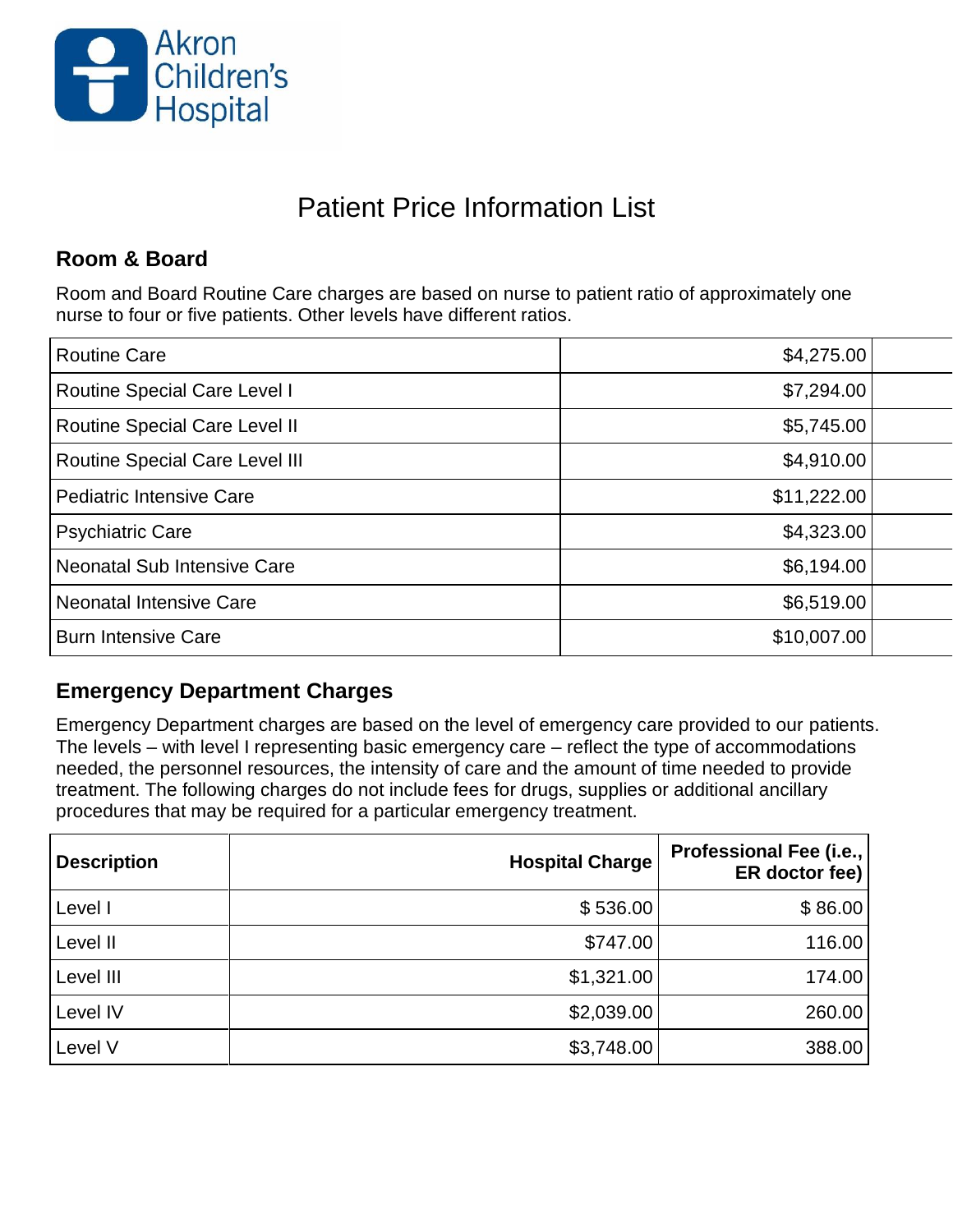Akron Children's Hospital

# Patient Price Information List

## Room & Board

Room and Board Routine Care charges are based on nurse to patient ratio of approximately one nurse to four or five patients. Other levels have different ratios.

| | | |
|---|---|---|
| Routine Care | $4,275.00 | |
| Routine Special Care Level I | $7,294.00 | |
| Routine Special Care Level II | $5,745.00 | |
| Routine Special Care Level III | $4,910.00 | |
| Pediatric Intensive Care | $11,222.00 | |
| Psychiatric Care | $4,323.00 | |
| Neonatal Sub Intensive Care | $6,194.00 | |
| Neonatal Intensive Care | $6,519.00 | |
| Burn Intensive Care | $10,007.00 | |

## Emergency Department Charges

Emergency Department charges are based on the level of emergency care provided to our patients. The levels – with level I representing basic emergency care – reflect the type of accommodations needed, the personnel resources, the intensity of care and the amount of time needed to provide treatment. The following charges do not include fees for drugs, supplies or additional ancillary procedures that may be required for a particular emergency treatment.

| Description | Hospital Charge | Professional Fee (i.e., ER doctor fee) |
|---|---|---|
| Level I | $ 536.00 | $ 86.00 |
| Level II | $747.00 | 116.00 |
| Level III | $1,321.00 | 174.00 |
| Level IV | $2,039.00 | 260.00 |
| Level V | $3,748.00 | 388.00 |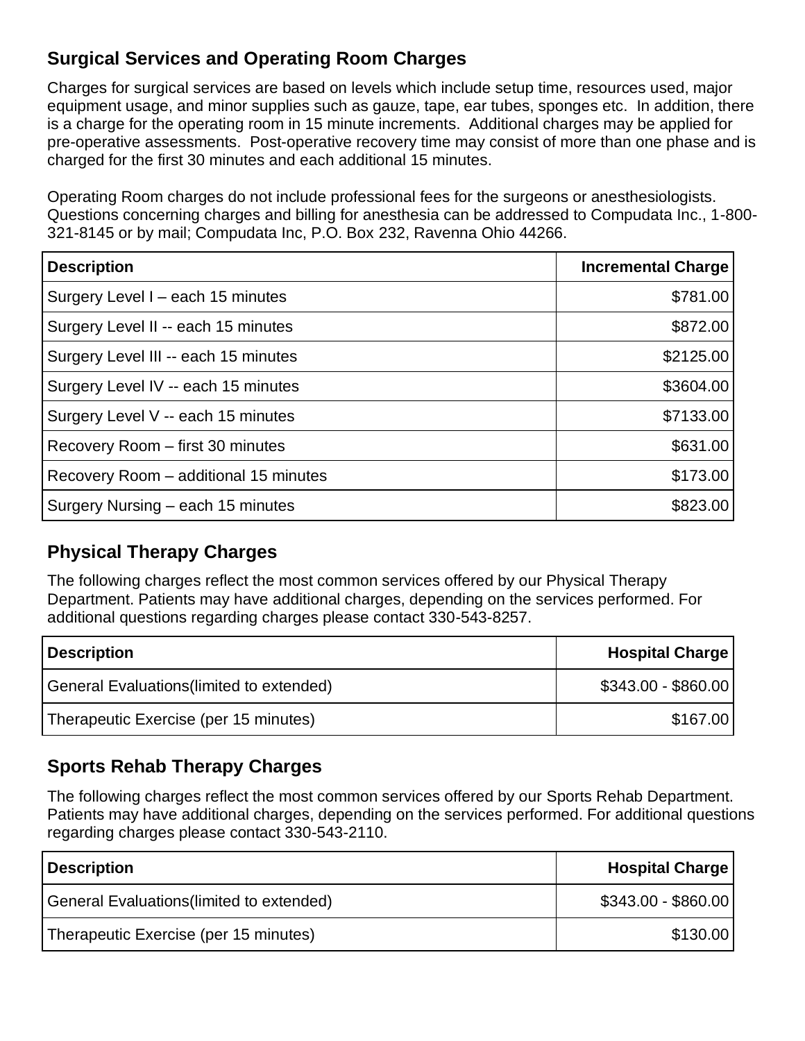## Surgical Services and Operating Room Charges

Charges for surgical services are based on levels which include setup time, resources used, major equipment usage, and minor supplies such as gauze, tape, ear tubes, sponges etc. In addition, there is a charge for the operating room in 15 minute increments. Additional charges may be applied for pre-operative assessments. Post-operative recovery time may consist of more than one phase and is charged for the first 30 minutes and each additional 15 minutes.

Operating Room charges do not include professional fees for the surgeons or anesthesiologists. Questions concerning charges and billing for anesthesia can be addressed to Compudata Inc., 1-800-321-8145 or by mail; Compudata Inc, P.O. Box 232, Ravenna Ohio 44266.

| Description | Incremental Charge |
|---|---:|
| Surgery Level I – each 15 minutes | $781.00 |
| Surgery Level II -- each 15 minutes | $872.00 |
| Surgery Level III -- each 15 minutes | $2125.00 |
| Surgery Level IV -- each 15 minutes | $3604.00 |
| Surgery Level V -- each 15 minutes | $7133.00 |
| Recovery Room – first 30 minutes | $631.00 |
| Recovery Room – additional 15 minutes | $173.00 |
| Surgery Nursing – each 15 minutes | $823.00 |

## Physical Therapy Charges

The following charges reflect the most common services offered by our Physical Therapy Department. Patients may have additional charges, depending on the services performed. For additional questions regarding charges please contact 330-543-8257.

| Description | Hospital Charge |
|---|---:|
| General Evaluations(limited to extended) | $343.00 - $860.00 |
| Therapeutic Exercise (per 15 minutes) | $167.00 |

## Sports Rehab Therapy Charges

The following charges reflect the most common services offered by our Sports Rehab Department. Patients may have additional charges, depending on the services performed. For additional questions regarding charges please contact 330-543-2110.

| Description | Hospital Charge |
|---|---:|
| General Evaluations(limited to extended) | $343.00 - $860.00 |
| Therapeutic Exercise (per 15 minutes) | $130.00 |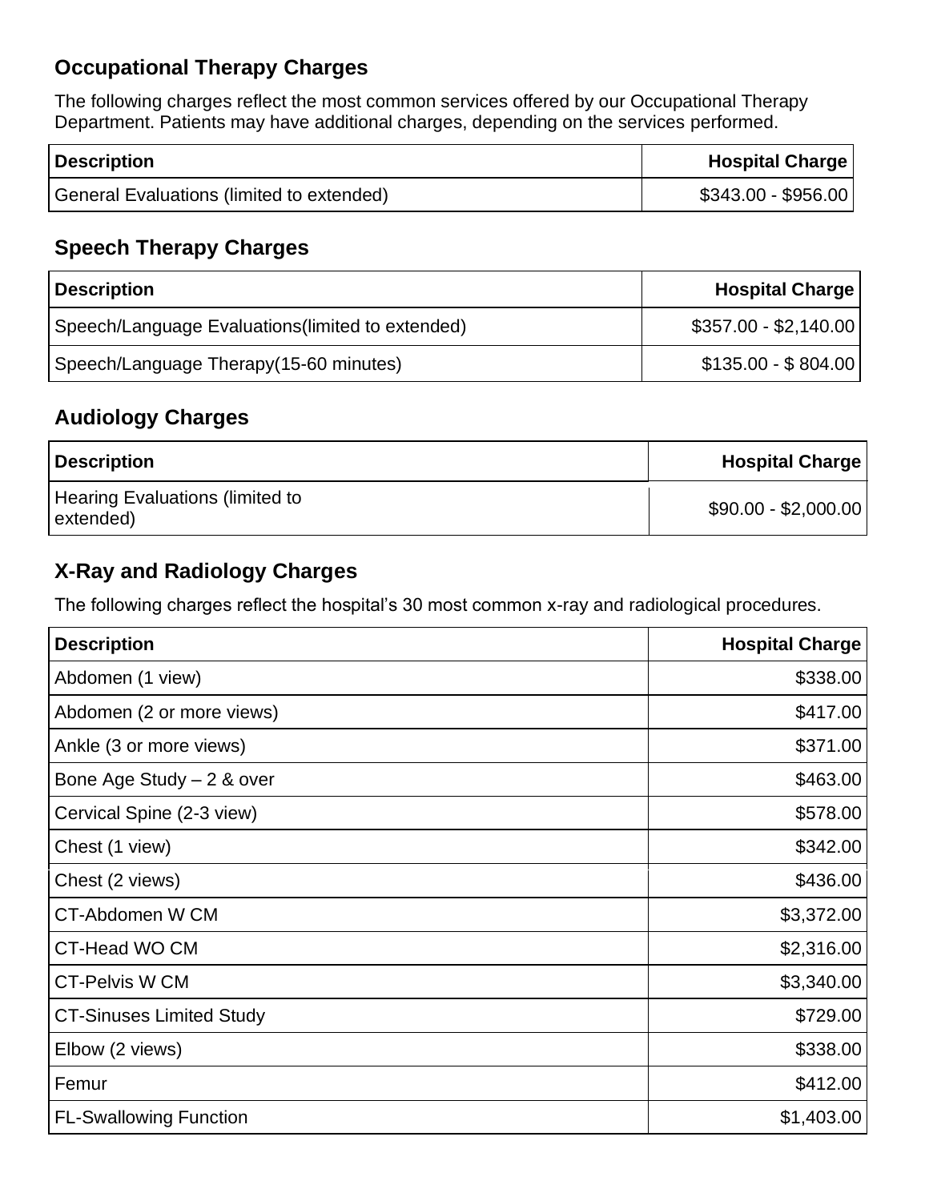## Occupational Therapy Charges

The following charges reflect the most common services offered by our Occupational Therapy Department. Patients may have additional charges, depending on the services performed.

| Description | Hospital Charge |
|---|---:|
| General Evaluations (limited to extended) | $343.00 - $956.00 |

## Speech Therapy Charges

| Description | Hospital Charge |
|---|---:|
| Speech/Language Evaluations(limited to extended) | $357.00 - $2,140.00 |
| Speech/Language Therapy(15-60 minutes) | $135.00 - $ 804.00 |

## Audiology Charges

| Description | Hospital Charge |
|---|---:|
| Hearing Evaluations (limited to extended) | $90.00 - $2,000.00 |

## X-Ray and Radiology Charges

The following charges reflect the hospital's 30 most common x-ray and radiological procedures.

| Description | Hospital Charge |
|---|---:|
| Abdomen (1 view) | $338.00 |
| Abdomen (2 or more views) | $417.00 |
| Ankle (3 or more views) | $371.00 |
| Bone Age Study – 2 & over | $463.00 |
| Cervical Spine (2-3 view) | $578.00 |
| Chest (1 view) | $342.00 |
| Chest (2 views) | $436.00 |
| CT-Abdomen W CM | $3,372.00 |
| CT-Head WO CM | $2,316.00 |
| CT-Pelvis W CM | $3,340.00 |
| CT-Sinuses Limited Study | $729.00 |
| Elbow (2 views) | $338.00 |
| Femur | $412.00 |
| FL-Swallowing Function | $1,403.00 |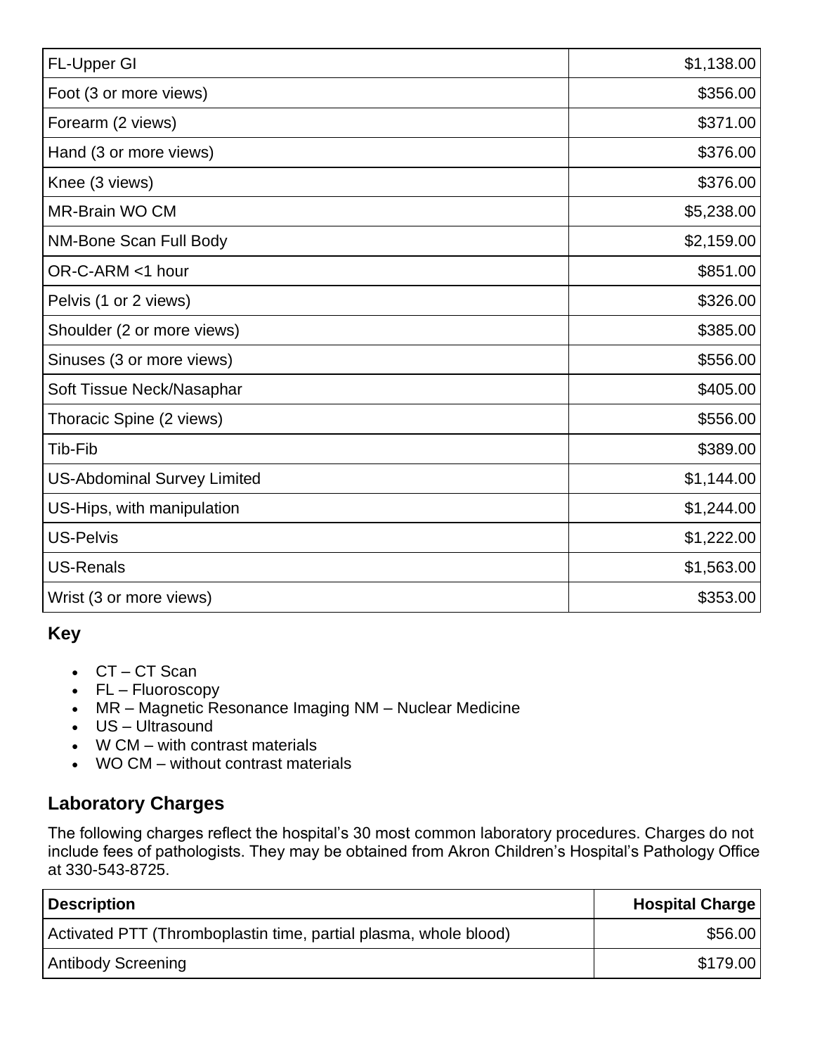| | |
|---|---:|
| FL-Upper GI | $1,138.00 |
| Foot (3 or more views) | $356.00 |
| Forearm (2 views) | $371.00 |
| Hand (3 or more views) | $376.00 |
| Knee (3 views) | $376.00 |
| MR-Brain WO CM | $5,238.00 |
| NM-Bone Scan Full Body | $2,159.00 |
| OR-C-ARM <1 hour | $851.00 |
| Pelvis (1 or 2 views) | $326.00 |
| Shoulder (2 or more views) | $385.00 |
| Sinuses (3 or more views) | $556.00 |
| Soft Tissue Neck/Nasaphar | $405.00 |
| Thoracic Spine (2 views) | $556.00 |
| Tib-Fib | $389.00 |
| US-Abdominal Survey Limited | $1,144.00 |
| US-Hips, with manipulation | $1,244.00 |
| US-Pelvis | $1,222.00 |
| US-Renals | $1,563.00 |
| Wrist (3 or more views) | $353.00 |

### Key

- CT – CT Scan
- FL – Fluoroscopy
- MR – Magnetic Resonance Imaging NM – Nuclear Medicine
- US – Ultrasound
- W CM – with contrast materials
- WO CM – without contrast materials

## Laboratory Charges

The following charges reflect the hospital's 30 most common laboratory procedures. Charges do not include fees of pathologists. They may be obtained from Akron Children's Hospital's Pathology Office at 330-543-8725.

| Description | Hospital Charge |
|---|---:|
| Activated PTT (Thromboplastin time, partial plasma, whole blood) | $56.00 |
| Antibody Screening | $179.00 |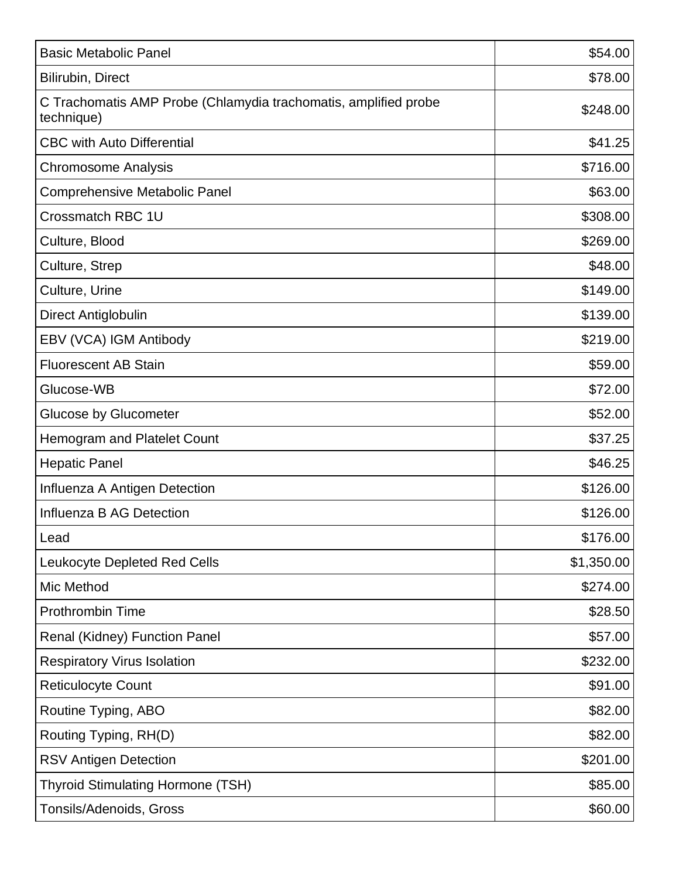| | |
|---|---:|
| Basic Metabolic Panel | $54.00 |
| Bilirubin, Direct | $78.00 |
| C Trachomatis AMP Probe (Chlamydia trachomatis, amplified probe technique) | $248.00 |
| CBC with Auto Differential | $41.25 |
| Chromosome Analysis | $716.00 |
| Comprehensive Metabolic Panel | $63.00 |
| Crossmatch RBC 1U | $308.00 |
| Culture, Blood | $269.00 |
| Culture, Strep | $48.00 |
| Culture, Urine | $149.00 |
| Direct Antiglobulin | $139.00 |
| EBV (VCA) IGM Antibody | $219.00 |
| Fluorescent AB Stain | $59.00 |
| Glucose-WB | $72.00 |
| Glucose by Glucometer | $52.00 |
| Hemogram and Platelet Count | $37.25 |
| Hepatic Panel | $46.25 |
| Influenza A Antigen Detection | $126.00 |
| Influenza B AG Detection | $126.00 |
| Lead | $176.00 |
| Leukocyte Depleted Red Cells | $1,350.00 |
| Mic Method | $274.00 |
| Prothrombin Time | $28.50 |
| Renal (Kidney) Function Panel | $57.00 |
| Respiratory Virus Isolation | $232.00 |
| Reticulocyte Count | $91.00 |
| Routine Typing, ABO | $82.00 |
| Routing Typing, RH(D) | $82.00 |
| RSV Antigen Detection | $201.00 |
| Thyroid Stimulating Hormone (TSH) | $85.00 |
| Tonsils/Adenoids, Gross | $60.00 |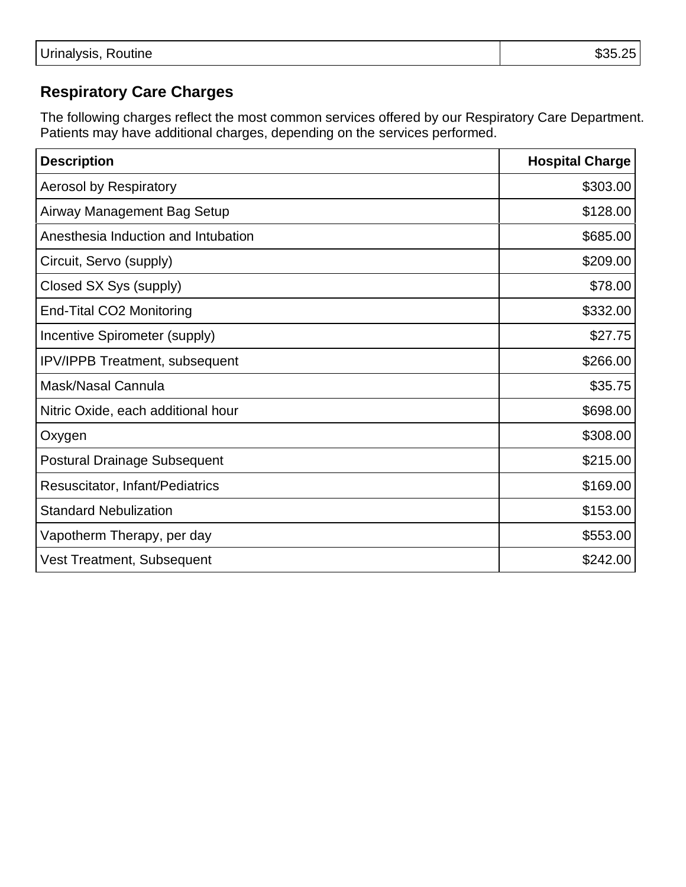| | |
|---|---|
| Urinalysis, Routine | $35.25 |

## Respiratory Care Charges

The following charges reflect the most common services offered by our Respiratory Care Department. Patients may have additional charges, depending on the services performed.

| Description | Hospital Charge |
|---|---|
| Aerosol by Respiratory | $303.00 |
| Airway Management Bag Setup | $128.00 |
| Anesthesia Induction and Intubation | $685.00 |
| Circuit, Servo (supply) | $209.00 |
| Closed SX Sys (supply) | $78.00 |
| End-Tital CO2 Monitoring | $332.00 |
| Incentive Spirometer (supply) | $27.75 |
| IPV/IPPB Treatment, subsequent | $266.00 |
| Mask/Nasal Cannula | $35.75 |
| Nitric Oxide, each additional hour | $698.00 |
| Oxygen | $308.00 |
| Postural Drainage Subsequent | $215.00 |
| Resuscitator, Infant/Pediatrics | $169.00 |
| Standard Nebulization | $153.00 |
| Vapotherm Therapy, per day | $553.00 |
| Vest Treatment, Subsequent | $242.00 |